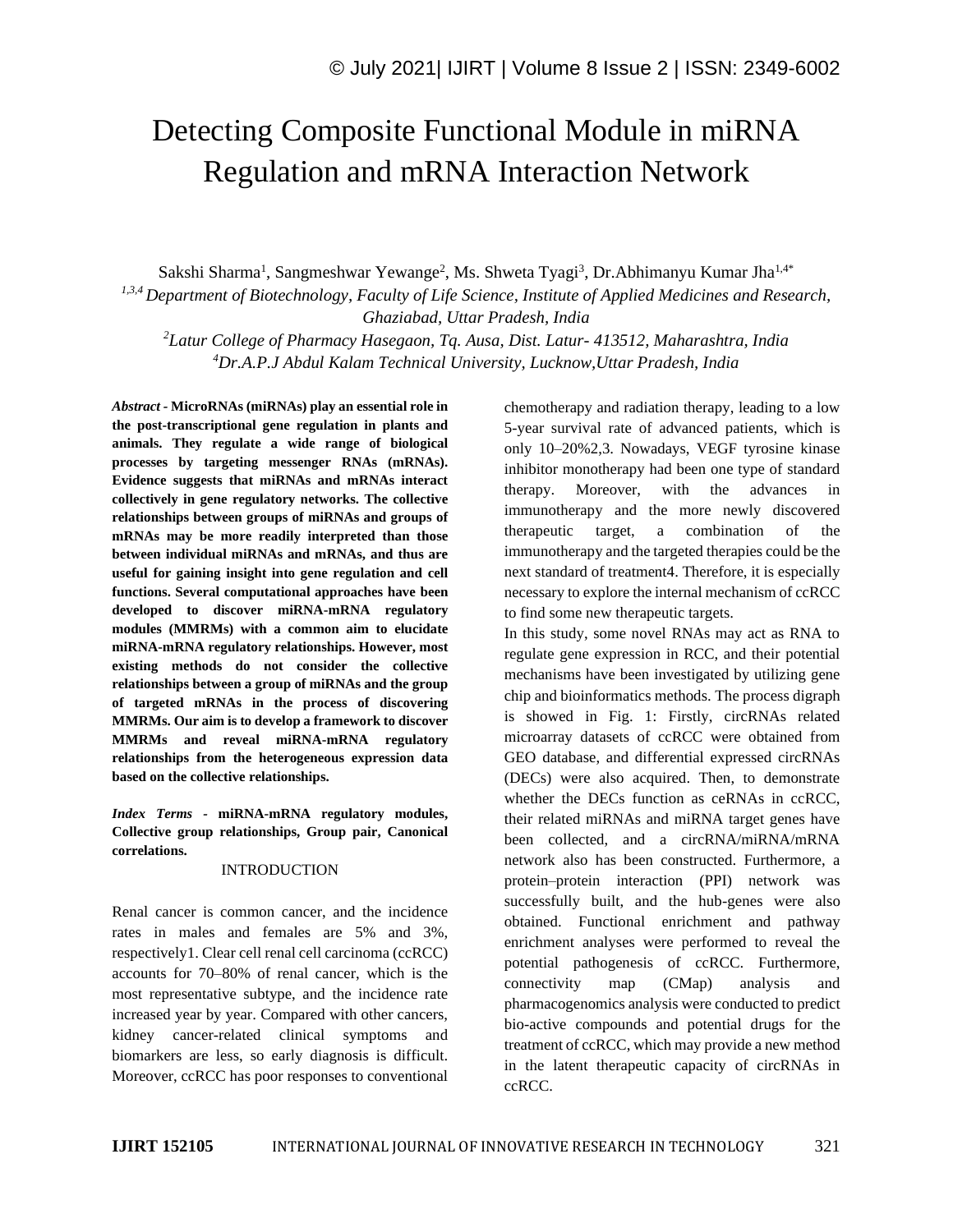# Detecting Composite Functional Module in miRNA Regulation and mRNA Interaction Network

Sakshi Sharma[1], Sangmeshwar Yewange[2], Ms. Shweta Tyagi[3], Dr.Abhimanyu Kumar Jha[1,4*]

*[1,3,4] Department of Biotechnology, Faculty of Life Science, Institute of Applied Medicines and Research, Ghaziabad, Uttar Pradesh, India*

*[2]Latur College of Pharmacy Hasegaon, Tq. Ausa, Dist. Latur- 413512, Maharashtra, India*

*[4]Dr.A.P.J Abdul Kalam Technical University, Lucknow,Uttar Pradesh, India*

***Abstract* - MicroRNAs (miRNAs) play an essential role in the post-transcriptional gene regulation in plants and animals. They regulate a wide range of biological processes by targeting messenger RNAs (mRNAs). Evidence suggests that miRNAs and mRNAs interact collectively in gene regulatory networks. The collective relationships between groups of miRNAs and groups of mRNAs may be more readily interpreted than those between individual miRNAs and mRNAs, and thus are useful for gaining insight into gene regulation and cell functions. Several computational approaches have been developed to discover miRNA-mRNA regulatory modules (MMRMs) with a common aim to elucidate miRNA-mRNA regulatory relationships. However, most existing methods do not consider the collective relationships between a group of miRNAs and the group of targeted mRNAs in the process of discovering MMRMs. Our aim is to develop a framework to discover MMRMs and reveal miRNA-mRNA regulatory relationships from the heterogeneous expression data based on the collective relationships.**

***Index Terms* - miRNA-mRNA regulatory modules, Collective group relationships, Group pair, Canonical correlations.**

## INTRODUCTION

Renal cancer is common cancer, and the incidence rates in males and females are 5% and 3%, respectively1. Clear cell renal cell carcinoma (ccRCC) accounts for 70–80% of renal cancer, which is the most representative subtype, and the incidence rate increased year by year. Compared with other cancers, kidney cancer-related clinical symptoms and biomarkers are less, so early diagnosis is difficult. Moreover, ccRCC has poor responses to conventional chemotherapy and radiation therapy, leading to a low 5-year survival rate of advanced patients, which is only 10–20%2,3. Nowadays, VEGF tyrosine kinase inhibitor monotherapy had been one type of standard therapy. Moreover, with the advances in immunotherapy and the more newly discovered therapeutic target, a combination of the immunotherapy and the targeted therapies could be the next standard of treatment4. Therefore, it is especially necessary to explore the internal mechanism of ccRCC to find some new therapeutic targets.

In this study, some novel RNAs may act as RNA to regulate gene expression in RCC, and their potential mechanisms have been investigated by utilizing gene chip and bioinformatics methods. The process digraph is showed in Fig. 1: Firstly, circRNAs related microarray datasets of ccRCC were obtained from GEO database, and differential expressed circRNAs (DECs) were also acquired. Then, to demonstrate whether the DECs function as ceRNAs in ccRCC, their related miRNAs and miRNA target genes have been collected, and a circRNA/miRNA/mRNA network also has been constructed. Furthermore, a protein–protein interaction (PPI) network was successfully built, and the hub-genes were also obtained. Functional enrichment and pathway enrichment analyses were performed to reveal the potential pathogenesis of ccRCC. Furthermore, connectivity map (CMap) analysis and pharmacogenomics analysis were conducted to predict bio-active compounds and potential drugs for the treatment of ccRCC, which may provide a new method in the latent therapeutic capacity of circRNAs in ccRCC.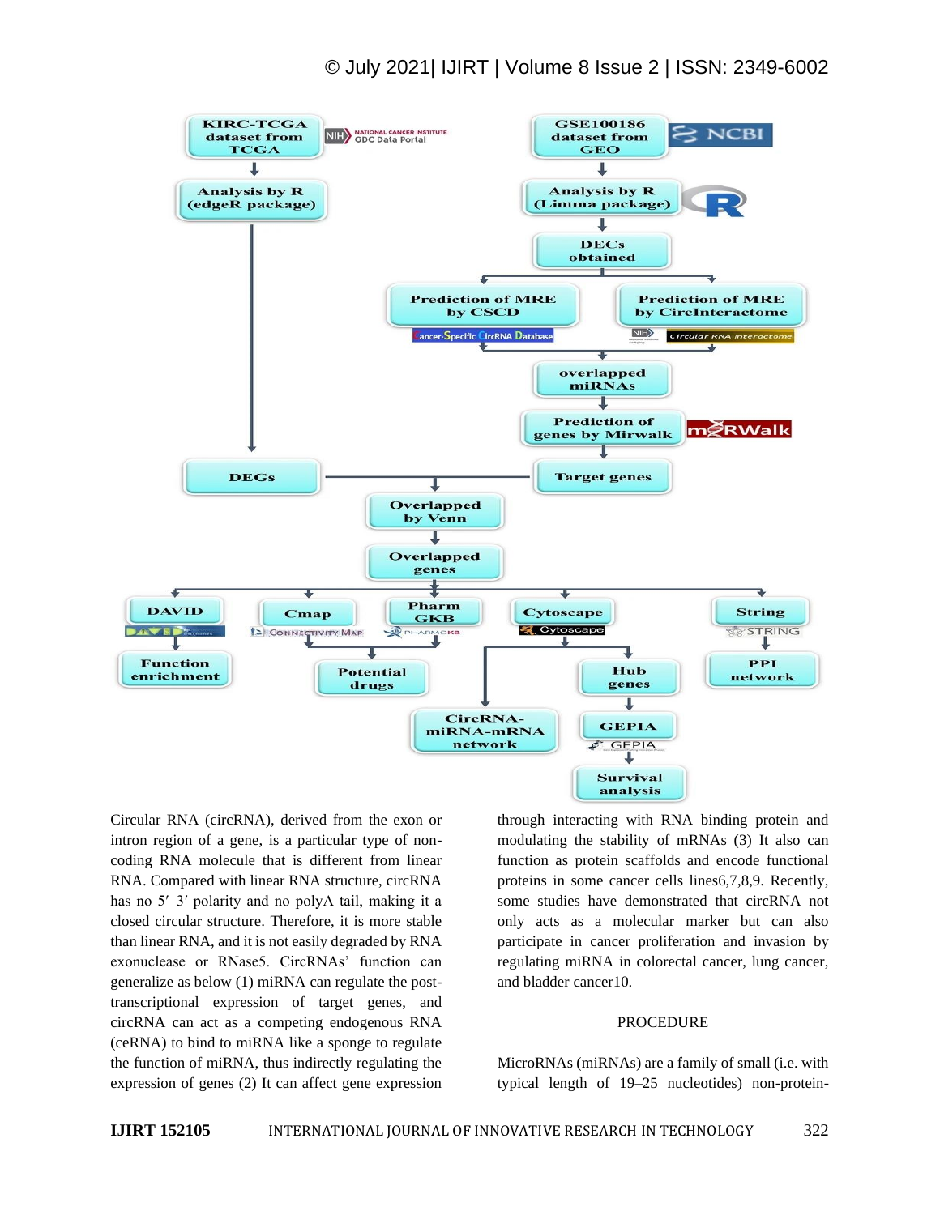Circular RNA (circRNA), derived from the exon or intron region of a gene, is a particular type of non-coding RNA molecule that is different from linear RNA. Compared with linear RNA structure, circRNA has no 5′–3′ polarity and no polyA tail, making it a closed circular structure. Therefore, it is more stable than linear RNA, and it is not easily degraded by RNA exonuclease or RNase5. CircRNAs' function can generalize as below (1) miRNA can regulate the post-transcriptional expression of target genes, and circRNA can act as a competing endogenous RNA (ceRNA) to bind to miRNA like a sponge to regulate the function of miRNA, thus indirectly regulating the expression of genes (2) It can affect gene expression through interacting with RNA binding protein and modulating the stability of mRNAs (3) It also can function as protein scaffolds and encode functional proteins in some cancer cells lines6,7,8,9. Recently, some studies have demonstrated that circRNA not only acts as a molecular marker but can also participate in cancer proliferation and invasion by regulating miRNA in colorectal cancer, lung cancer, and bladder cancer10.

## PROCEDURE

MicroRNAs (miRNAs) are a family of small (i.e. with typical length of 19–25 nucleotides) non-protein-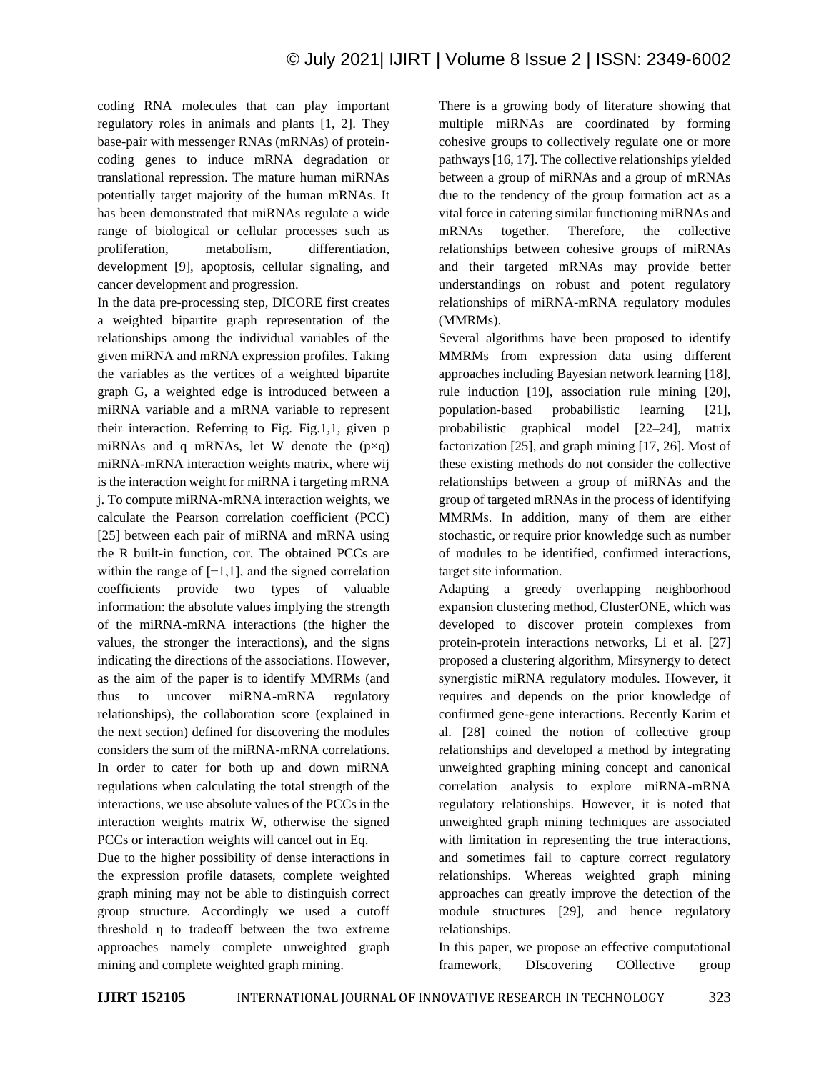coding RNA molecules that can play important regulatory roles in animals and plants [1, 2]. They base-pair with messenger RNAs (mRNAs) of protein-coding genes to induce mRNA degradation or translational repression. The mature human miRNAs potentially target majority of the human mRNAs. It has been demonstrated that miRNAs regulate a wide range of biological or cellular processes such as proliferation, metabolism, differentiation, development [9], apoptosis, cellular signaling, and cancer development and progression.

In the data pre-processing step, DICORE first creates a weighted bipartite graph representation of the relationships among the individual variables of the given miRNA and mRNA expression profiles. Taking the variables as the vertices of a weighted bipartite graph G, a weighted edge is introduced between a miRNA variable and a mRNA variable to represent their interaction. Referring to Fig. Fig.1,1, given p miRNAs and q mRNAs, let W denote the (p×q) miRNA-mRNA interaction weights matrix, where wij is the interaction weight for miRNA i targeting mRNA j. To compute miRNA-mRNA interaction weights, we calculate the Pearson correlation coefficient (PCC) [25] between each pair of miRNA and mRNA using the R built-in function, cor. The obtained PCCs are within the range of $[-1,1]$, and the signed correlation coefficients provide two types of valuable information: the absolute values implying the strength of the miRNA-mRNA interactions (the higher the values, the stronger the interactions), and the signs indicating the directions of the associations. However, as the aim of the paper is to identify MMRMs (and thus to uncover miRNA-mRNA regulatory relationships), the collaboration score (explained in the next section) defined for discovering the modules considers the sum of the miRNA-mRNA correlations. In order to cater for both up and down miRNA regulations when calculating the total strength of the interactions, we use absolute values of the PCCs in the interaction weights matrix W, otherwise the signed PCCs or interaction weights will cancel out in Eq.

Due to the higher possibility of dense interactions in the expression profile datasets, complete weighted graph mining may not be able to distinguish correct group structure. Accordingly we used a cutoff threshold η to tradeoff between the two extreme approaches namely complete unweighted graph mining and complete weighted graph mining.

There is a growing body of literature showing that multiple miRNAs are coordinated by forming cohesive groups to collectively regulate one or more pathways [16, 17]. The collective relationships yielded between a group of miRNAs and a group of mRNAs due to the tendency of the group formation act as a vital force in catering similar functioning miRNAs and mRNAs together. Therefore, the collective relationships between cohesive groups of miRNAs and their targeted mRNAs may provide better understandings on robust and potent regulatory relationships of miRNA-mRNA regulatory modules (MMRMs).

Several algorithms have been proposed to identify MMRMs from expression data using different approaches including Bayesian network learning [18], rule induction [19], association rule mining [20], population-based probabilistic learning [21], probabilistic graphical model [22–24], matrix factorization [25], and graph mining [17, 26]. Most of these existing methods do not consider the collective relationships between a group of miRNAs and the group of targeted mRNAs in the process of identifying MMRMs. In addition, many of them are either stochastic, or require prior knowledge such as number of modules to be identified, confirmed interactions, target site information.

Adapting a greedy overlapping neighborhood expansion clustering method, ClusterONE, which was developed to discover protein complexes from protein-protein interactions networks, Li et al. [27] proposed a clustering algorithm, Mirsynergy to detect synergistic miRNA regulatory modules. However, it requires and depends on the prior knowledge of confirmed gene-gene interactions. Recently Karim et al. [28] coined the notion of collective group relationships and developed a method by integrating unweighted graphing mining concept and canonical correlation analysis to explore miRNA-mRNA regulatory relationships. However, it is noted that unweighted graph mining techniques are associated with limitation in representing the true interactions, and sometimes fail to capture correct regulatory relationships. Whereas weighted graph mining approaches can greatly improve the detection of the module structures [29], and hence regulatory relationships.

In this paper, we propose an effective computational framework, DIscovering COllective group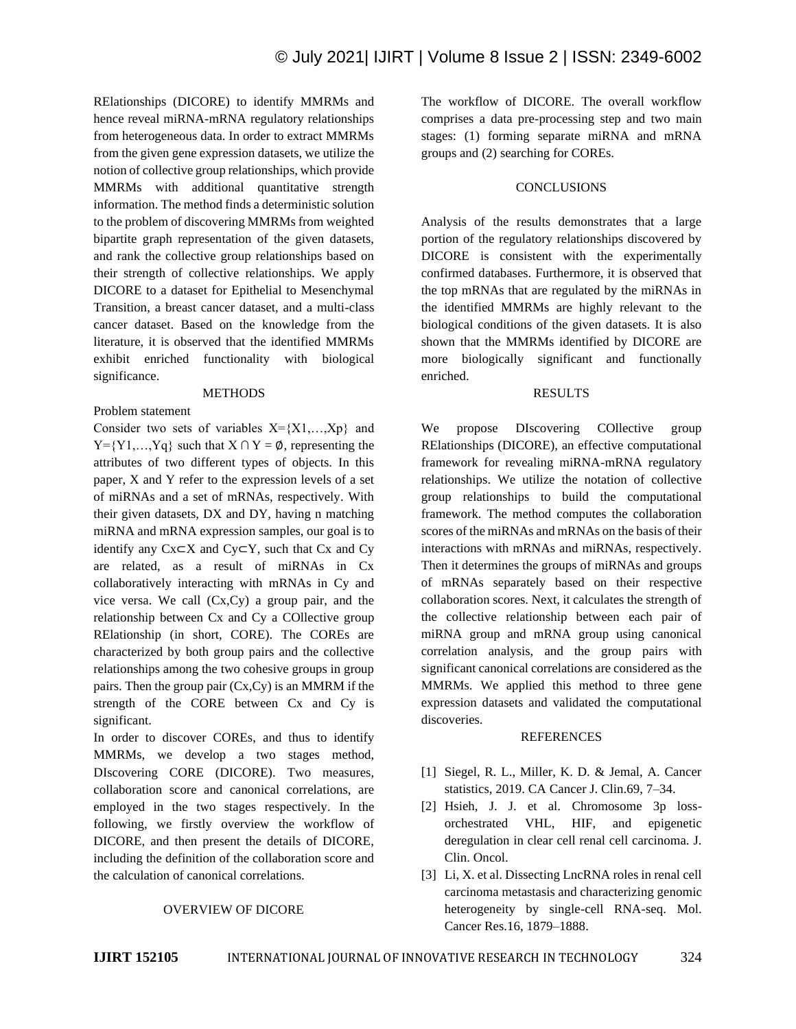RElationships (DICORE) to identify MMRMs and hence reveal miRNA-mRNA regulatory relationships from heterogeneous data. In order to extract MMRMs from the given gene expression datasets, we utilize the notion of collective group relationships, which provide MMRMs with additional quantitative strength information. The method finds a deterministic solution to the problem of discovering MMRMs from weighted bipartite graph representation of the given datasets, and rank the collective group relationships based on their strength of collective relationships. We apply DICORE to a dataset for Epithelial to Mesenchymal Transition, a breast cancer dataset, and a multi-class cancer dataset. Based on the knowledge from the literature, it is observed that the identified MMRMs exhibit enriched functionality with biological significance.

## METHODS

Problem statement

Consider two sets of variables $X=\{X1,\ldots,Xp\}$ and $Y=\{Y1,\ldots,Yq\}$ such that $X \cap Y = \emptyset$, representing the attributes of two different types of objects. In this paper, X and Y refer to the expression levels of a set of miRNAs and a set of mRNAs, respectively. With their given datasets, DX and DY, having n matching miRNA and mRNA expression samples, our goal is to identify any $Cx \subset X$ and $Cy \subset Y$, such that Cx and Cy are related, as a result of miRNAs in Cx collaboratively interacting with mRNAs in Cy and vice versa. We call (Cx,Cy) a group pair, and the relationship between Cx and Cy a COllective group RElationship (in short, CORE). The COREs are characterized by both group pairs and the collective relationships among the two cohesive groups in group pairs. Then the group pair (Cx,Cy) is an MMRM if the strength of the CORE between Cx and Cy is significant.

In order to discover COREs, and thus to identify MMRMs, we develop a two stages method, DIscovering CORE (DICORE). Two measures, collaboration score and canonical correlations, are employed in the two stages respectively. In the following, we firstly overview the workflow of DICORE, and then present the details of DICORE, including the definition of the collaboration score and the calculation of canonical correlations.

## OVERVIEW OF DICORE

The workflow of DICORE. The overall workflow comprises a data pre-processing step and two main stages: (1) forming separate miRNA and mRNA groups and (2) searching for COREs.

## CONCLUSIONS

Analysis of the results demonstrates that a large portion of the regulatory relationships discovered by DICORE is consistent with the experimentally confirmed databases. Furthermore, it is observed that the top mRNAs that are regulated by the miRNAs in the identified MMRMs are highly relevant to the biological conditions of the given datasets. It is also shown that the MMRMs identified by DICORE are more biologically significant and functionally enriched.

## RESULTS

We propose DIscovering COllective group RElationships (DICORE), an effective computational framework for revealing miRNA-mRNA regulatory relationships. We utilize the notation of collective group relationships to build the computational framework. The method computes the collaboration scores of the miRNAs and mRNAs on the basis of their interactions with mRNAs and miRNAs, respectively. Then it determines the groups of miRNAs and groups of mRNAs separately based on their respective collaboration scores. Next, it calculates the strength of the collective relationship between each pair of miRNA group and mRNA group using canonical correlation analysis, and the group pairs with significant canonical correlations are considered as the MMRMs. We applied this method to three gene expression datasets and validated the computational discoveries.

## REFERENCES

[1] Siegel, R. L., Miller, K. D. & Jemal, A. Cancer statistics, 2019. CA Cancer J. Clin.69, 7–34.

[2] Hsieh, J. J. et al. Chromosome 3p loss-orchestrated VHL, HIF, and epigenetic deregulation in clear cell renal cell carcinoma. J. Clin. Oncol.

[3] Li, X. et al. Dissecting LncRNA roles in renal cell carcinoma metastasis and characterizing genomic heterogeneity by single-cell RNA-seq. Mol. Cancer Res.16, 1879–1888.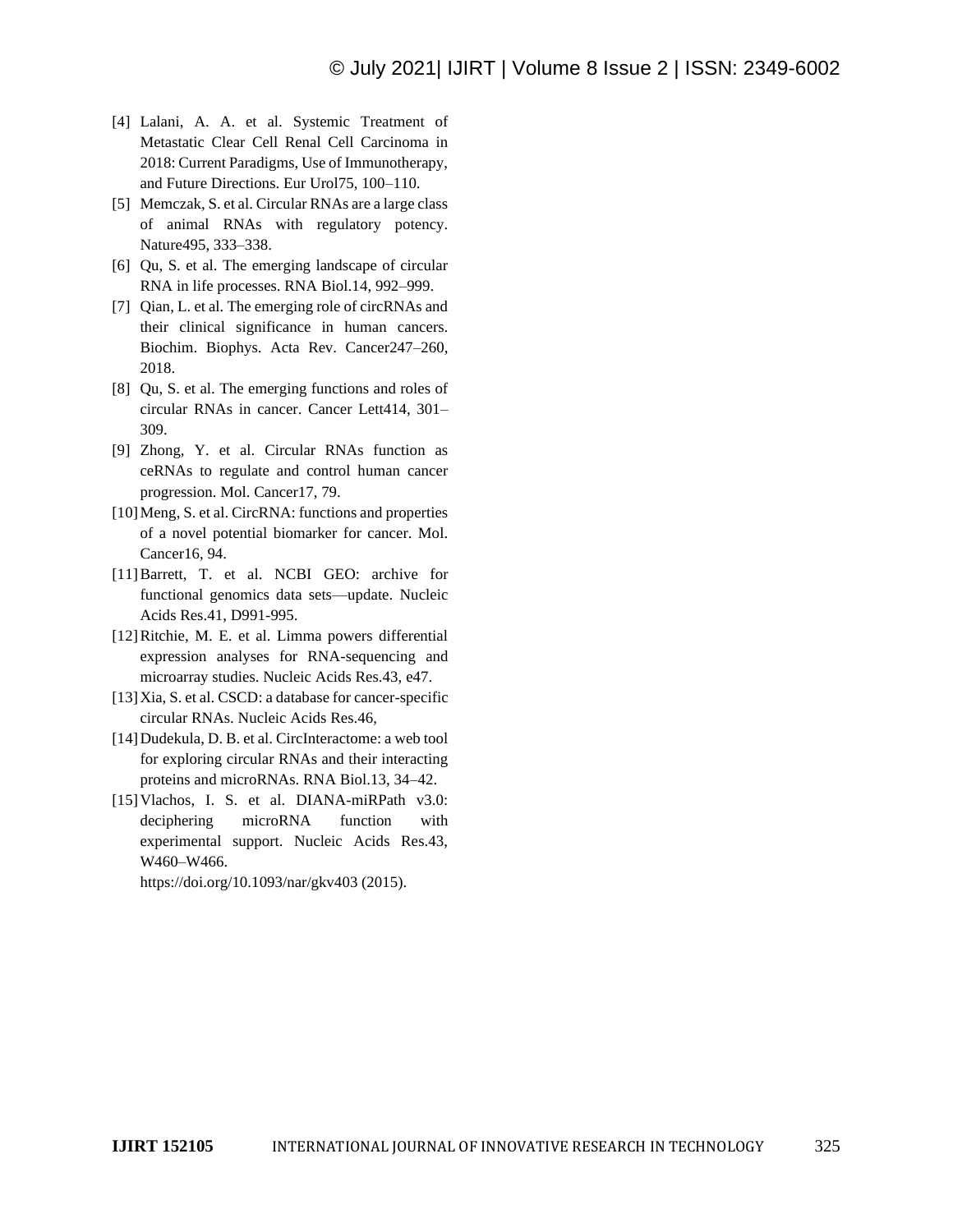[4] Lalani, A. A. et al. Systemic Treatment of Metastatic Clear Cell Renal Cell Carcinoma in 2018: Current Paradigms, Use of Immunotherapy, and Future Directions. Eur Urol75, 100–110.

[5] Memczak, S. et al. Circular RNAs are a large class of animal RNAs with regulatory potency. Nature495, 333–338.

[6] Qu, S. et al. The emerging landscape of circular RNA in life processes. RNA Biol.14, 992–999.

[7] Qian, L. et al. The emerging role of circRNAs and their clinical significance in human cancers. Biochim. Biophys. Acta Rev. Cancer247–260, 2018.

[8] Qu, S. et al. The emerging functions and roles of circular RNAs in cancer. Cancer Lett414, 301–309.

[9] Zhong, Y. et al. Circular RNAs function as ceRNAs to regulate and control human cancer progression. Mol. Cancer17, 79.

[10] Meng, S. et al. CircRNA: functions and properties of a novel potential biomarker for cancer. Mol. Cancer16, 94.

[11] Barrett, T. et al. NCBI GEO: archive for functional genomics data sets—update. Nucleic Acids Res.41, D991-995.

[12] Ritchie, M. E. et al. Limma powers differential expression analyses for RNA-sequencing and microarray studies. Nucleic Acids Res.43, e47.

[13] Xia, S. et al. CSCD: a database for cancer-specific circular RNAs. Nucleic Acids Res.46,

[14] Dudekula, D. B. et al. CircInteractome: a web tool for exploring circular RNAs and their interacting proteins and microRNAs. RNA Biol.13, 34–42.

[15] Vlachos, I. S. et al. DIANA-miRPath v3.0: deciphering microRNA function with experimental support. Nucleic Acids Res.43, W460–W466. https://doi.org/10.1093/nar/gkv403 (2015).